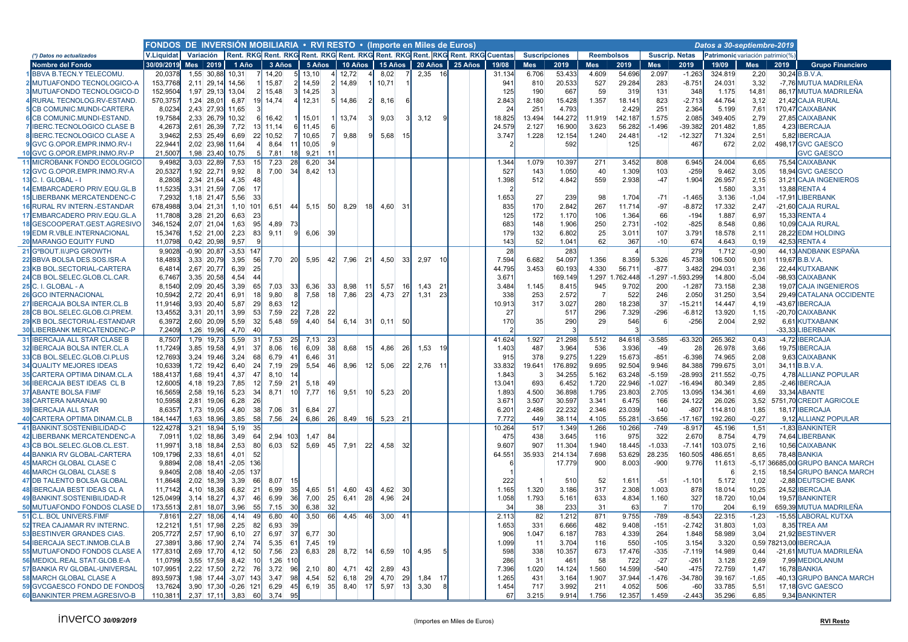# FONDOS DE INVERSIÓN MOBILIARIA • RVI RESTO • (Importe en Miles de Euros)

*Datos a 30-septiembre-2019*

(*) Datos no actualizados

| | Nombre del Fondo | V.Liquidat | Variación | | Rent. 1 Año | RKG | Rent. 3 Años | RKG | Rent. 5 Años | RKG | Rent. 10 Años | RKG | Rent. 15 Años | RKG | Rent. 20 Años | RKG | Rent. 25 Años | RKG | Cuentas | Suscripciones | | Reembolsos | | Suscrip. Netas | | Patrimonio | variación patrimonio(%) | | Grupo Financiero |
|---|---|---|---|---|---|---|---|---|---|---|---|---|---|---|---|---|---|---|---|---|---|---|---|---|---|---|---|---|---|
| | | 30/09/2019 | Mes | 2019 | | | | | | | | | | | | | | | 19/08 | Mes | 2019 | Mes | 2019 | Mes | 2019 | 19/09 | Mes | 2019 | |
| 1 | BBVA B.TECN.Y TELECOMU. | 20,0378 | 1,55 | 30,88 | 10,31 | 7 | 14,20 | 5 | 13,10 | 4 | 12,72 | 4 | 8,02 | 7 | 2,35 | 16 | | | 31.134 | 6.706 | 53.433 | 4.609 | 54.696 | 2.097 | -1.263 | 324.819 | 2,20 | 30,24 | B.B.V.A. |
| 2 | MUTUAFONDO TECNOLOGICO-A | 153,7768 | 2,11 | 29,14 | 14,56 | 1 | 15,87 | 2 | 14,59 | 2 | 14,89 | 1 | 10,71 | 1 | | | | | 941 | 810 | 20.533 | 527 | 29.284 | 283 | -8.751 | 24.031 | 3,32 | -7,76 | MUTUA MADRILEÑA |
| 3 | MUTUAFONDO TECNOLOGICO-D | 152,9504 | 1,97 | 29,13 | 13,04 | 2 | 15,48 | 3 | 14,25 | 3 | | | | | | | | | 125 | 190 | 667 | 59 | 319 | 131 | 348 | 1.175 | 14,81 | 86,17 | MUTUA MADRILEÑA |
| 4 | RURAL TECNOLOG.RV-ESTAND. | 570,3757 | 1,24 | 28,01 | 6,87 | 19 | 14,74 | 4 | 12,31 | 5 | 14,86 | 2 | 8,16 | 6 | | | | | 2.843 | 2.180 | 15.428 | 1.357 | 18.141 | 823 | -2.713 | 44.764 | 3,12 | 21,42 | CAJA RURAL |
| 5 | CB COMUNIC.MUNDI-CARTERA | 8,0234 | 2,43 | 27,93 | 11,65 | 3 | | | | | | | | | | | | | 24 | 251 | 4.793 | | 2.429 | 251 | 2.364 | 5.199 | 7,61 | 170,47 | CAIXABANK |
| 6 | CB COMUNIC.MUNDI-ESTAND. | 19,7584 | 2,33 | 26,79 | 10,32 | 6 | 16,42 | 1 | 15,01 | 1 | 13,74 | 3 | 9,03 | 3 | 3,12 | 9 | | | 18.825 | 13.494 | 144.272 | 11.919 | 142.187 | 1.575 | 2.085 | 349.405 | 2,79 | 27,85 | CAIXABANK |
| 7 | IBERC.TECNOLOGICO CLASE B | 4,2673 | 2,61 | 26,39 | 7,72 | 13 | 11,14 | 6 | 11,45 | 6 | | | | | | | | | 24.579 | 2.127 | 16.900 | 3.623 | 56.282 | -1.496 | -39.382 | 201.482 | 1,85 | 4,23 | IBERCAJA |
| 8 | IBERC.TECNOLOGICO CLASE A | 3,9462 | 2,53 | 25,49 | 6,69 | 22 | 10,52 | 7 | 10,65 | 7 | 9,88 | 9 | 5,68 | 15 | | | | | 3.747 | 1.228 | 12.154 | 1.240 | 24.481 | -12 | -12.327 | 71.324 | 2,51 | 5,82 | IBERCAJA |
| 9 | GVC G.OPOR.EMPR.INMO.RV-I | 22,9441 | 2,02 | 23,98 | 11,64 | 4 | 8,64 | 11 | 10,05 | 9 | | | | | | | | | 2 | | 592 | | 125 | | 467 | 672 | 2,02 | 498,17 | GVC GAESCO |
| 10 | GVC G.OPOR.EMPR.INMO.RV-P | 21,5007 | 1,98 | 23,40 | 10,75 | 5 | 7,81 | 18 | 9,21 | 11 | | | | | | | | | | | | | | | | | | | GVC GAESCO |
| 11 | MICROBANK FONDO ECOLOGICO | 9,4982 | 3,03 | 22,89 | 7,53 | 15 | 7,23 | 28 | 6,20 | 34 | | | | | | | | | 1.344 | 1.079 | 10.397 | 271 | 3.452 | 808 | 6.945 | 24.004 | 6,65 | 75,54 | CAIXABANK |
| 12 | GVC G.OPOR.EMPR.INMO.RV-A | 20,5327 | 1,92 | 22,71 | 9,92 | 8 | 7,00 | 34 | 8,42 | 13 | | | | | | | | | 527 | 143 | 1.050 | 40 | 1.309 | 103 | -259 | 9.462 | 3,05 | 18,94 | GVC GAESCO |
| 13 | C. I. GLOBAL - I | 8,2808 | 2,34 | 21,64 | 4,35 | 48 | | | | | | | | | | | | | 1.398 | 512 | 4.842 | 559 | 2.938 | -47 | 1.904 | 26.957 | 2,15 | 31,21 | CAJA INGENIEROS |
| 14 | EMBARCADERO PRIV.EQU.GL.B | 11,5235 | 3,31 | 21,59 | 7,06 | 17 | | | | | | | | | | | | | 2 | | | | | | | 1.580 | 3,31 | 13,88 | RENTA 4 |
| 15 | LIBERBANK MERCATENDENC-C | 7,2932 | 1,18 | 21,47 | 5,56 | 33 | | | | | | | | | | | | | 1.653 | 27 | 239 | 98 | 1.704 | -71 | -1.465 | 3.136 | -1,04 | -17,91 | LIBERBANK |
| 16 | RURAL RV INTERN.-ESTANDAR | 678,4988 | 3,04 | 21,31 | 1,10 | 101 | 6,51 | 44 | 5,15 | 50 | 8,29 | 18 | 4,60 | 31 | | | | | 835 | 170 | 2.842 | 267 | 11.714 | -97 | -8.872 | 17.332 | 2,47 | -21,60 | CAJA RURAL |
| 17 | EMBARCADERO PRIV.EQU.GL.A | 11,7808 | 3,28 | 21,20 | 6,63 | 23 | | | | | | | | | | | | | 125 | 172 | 1.170 | 106 | 1.364 | 66 | -194 | 1.887 | 6,97 | 15,33 | RENTA 4 |
| 18 | GESCOOPERAT.GEST.AGRESIVO | 346,1524 | 2,07 | 21,04 | 1,63 | 95 | 4,89 | 73 | | | | | | | | | | | 683 | 148 | 1.906 | 250 | 2.731 | -102 | -825 | 8.548 | 0,86 | 10,09 | CAJA RURAL |
| 19 | EDM R.VBLE.INTERNACIONAL | 15,3476 | 1,52 | 21,00 | 2,23 | 83 | 9,11 | 9 | 6,06 | 39 | | | | | | | | | 179 | 132 | 6.802 | 25 | 3.011 | 107 | 3.791 | 18.578 | 2,11 | 28,22 | EDM HOLDING |
| 20 | MARANGO EQUITY FUND | 11,0798 | 0,42 | 20,98 | 9,57 | 9 | | | | | | | | | | | | | 143 | 52 | 1.041 | 62 | 367 | -10 | 674 | 4.643 | 0,19 | 42,53 | RENTA 4 |
| 21 | GºBOUT.II/JPG GROWTH | 9,9028 | -0,90 | 20,87 | -3,53 | 147 | | | | | | | | | | | | | 28 | | 283 | | 4 | | 279 | 1.712 | -0,90 | 44,13 | ANDBANK ESPAÑA |
| 22 | BBVA BOLSA DES.SOS.ISR-A | 18,4893 | 3,33 | 20,79 | 3,95 | 56 | 7,70 | 20 | 5,95 | 42 | 7,96 | 21 | 4,50 | 33 | 2,97 | 10 | | | 7.594 | 6.682 | 54.097 | 1.356 | 8.359 | 5.326 | 45.738 | 106.500 | 9,01 | 119,67 | B.B.V.A. |
| 23 | KB BOL.SECTORIAL-CARTERA | 6,4814 | 2,67 | 20,77 | 6,39 | 25 | | | | | | | | | | | | | 44.795 | 3.453 | 60.193 | 4.330 | 56.711 | -877 | 3.482 | 294.031 | 2,36 | 22,44 | KUTXABANK |
| 24 | CB BOL.SELEC.GLOB.CL.CAR. | 6,7467 | 3,35 | 20,58 | 4,54 | 44 | | | | | | | | | | | | | 3.671 | | 169.149 | 1.297 | 1.762.448 | -1.297 | -1.593.299 | 14.800 | -5,04 | -98,93 | CAIXABANK |
| 25 | C. I. GLOBAL - A | 8,1540 | 2,09 | 20,45 | 3,39 | 65 | 7,03 | 33 | 6,36 | 33 | 8,98 | 11 | 5,57 | 16 | 1,43 | 21 | | | 3.484 | 1.145 | 8.415 | 945 | 9.702 | 200 | -1.287 | 73.158 | 2,38 | 19,07 | CAJA INGENIEROS |
| 26 | GCO INTERNACIONAL | 10,5942 | 2,72 | 20,41 | 6,91 | 18 | 9,80 | 8 | 7,58 | 18 | 7,86 | 23 | 4,73 | 27 | 1,31 | 23 | | | 338 | 253 | 2.572 | 7 | 522 | 246 | 2.050 | 31.250 | 3,54 | 29,49 | CATALANA OCCIDENTE |
| 27 | IBERCAJA BOLSA INTER.CL.B | 11,9146 | 3,93 | 20,40 | 5,87 | 29 | 8,63 | 12 | | | | | | | | | | | 10.913 | 317 | 3.027 | 280 | 18.238 | 37 | -15.211 | 14.447 | 4,19 | -43,67 | IBERCAJA |
| 28 | CB BOL.SELEC.GLOB.CI.PREM. | 13,4552 | 3,31 | 20,11 | 3,99 | 53 | 7,59 | 22 | 7,28 | 22 | | | | | | | | | 27 | | 517 | 296 | 7.329 | -296 | -6.812 | 13.920 | 1,15 | -20,70 | CAIXABANK |
| 29 | KB BOL.SECTORIAL-ESTANDAR | 6,3972 | 2,60 | 20,09 | 5,59 | 32 | 5,48 | 59 | 4,40 | 54 | 6,14 | 31 | 0,11 | 50 | | | | | 170 | 35 | 290 | 29 | 546 | 6 | -256 | 2.004 | 2,92 | 6,61 | KUTXABANK |
| 30 | LIBERBANK MERCATENDENC-P | 7,2409 | 1,26 | 19,96 | 4,70 | 40 | | | | | | | | | | | | | 2 | | 3 | | 3 | | | | | -33,33 | LIBERBANK |
| 31 | IBERCAJA ALL STAR CLASE B | 8,7507 | 1,79 | 19,73 | 5,59 | 31 | 7,53 | 25 | 7,13 | 23 | | | | | | | | | 41.624 | 1.927 | 21.298 | 5.512 | 84.618 | -3.585 | -63.320 | 265.362 | 0,43 | -4,72 | IBERCAJA |
| 32 | IBERCAJA BOLSA INTER.CL.A | 11,7249 | 3,85 | 19,58 | 4,91 | 37 | 8,06 | 16 | 6,09 | 38 | 8,68 | 15 | 4,86 | 26 | 1,53 | 19 | | | 1.403 | 487 | 3.964 | 536 | 3.936 | -49 | 28 | 26.978 | 3,66 | 19,75 | IBERCAJA |
| 33 | CB BOL.SELEC.GLOB.CI.PLUS | 12,7693 | 3,24 | 19,46 | 3,24 | 68 | 6,79 | 41 | 6,46 | 31 | | | | | | | | | 915 | 378 | 9.275 | 1.229 | 15.673 | -851 | -6.398 | 74.965 | 2,08 | 9,63 | CAIXABANK |
| 34 | QUALITY MEJORES IDEAS | 10,6339 | 1,72 | 19,42 | 6,40 | 24 | 7,19 | 29 | 5,54 | 46 | 8,96 | 12 | 5,06 | 22 | 2,76 | 11 | | | 33.832 | 19.641 | 176.892 | 9.695 | 92.504 | 9.946 | 84.388 | 799.675 | 3,01 | 34,11 | B.B.V.A. |
| 35 | CARTERA OPTIMA DINAM.CL.A | 188,4137 | 1,68 | 19,41 | 4,37 | 47 | 8,10 | 14 | | | | | | | | | | | 1.843 | 3 | 34.255 | 5.162 | 63.248 | -5.159 | -28.993 | 211.552 | -0,75 | 4,78 | ALLIANZ POPULAR |
| 36 | IBERCAJA BEST IDEAS CL B | 12,6005 | 4,18 | 19,23 | 7,85 | 12 | 7,59 | 21 | 5,18 | 49 | | | | | | | | | 13.041 | 693 | 6.452 | 1.720 | 22.946 | -1.027 | -16.494 | 80.349 | 2,85 | -2,46 | IBERCAJA |
| 37 | ABANTE BOLSA FIMF | 16,5659 | 2,58 | 19,16 | 5,23 | 34 | 8,71 | 10 | 7,77 | 16 | 9,51 | 10 | 5,23 | 20 | | | | | 1.893 | 4.500 | 36.898 | 1.795 | 23.803 | 2.705 | 13.095 | 134.361 | 4,69 | 33,34 | ABANTE |
| 38 | CARTERA NARANJA 90 | 10,5958 | 2,81 | 19,06 | 6,28 | 26 | | | | | | | | | | | | | 3.671 | 3.507 | 30.597 | 3.341 | 6.475 | 166 | 24.122 | 26.026 | 3,52 | 5751,70 | CREDIT AGRICOLE |
| 39 | IBERCAJA ALL STAR | 8,6357 | 1,73 | 19,05 | 4,80 | 38 | 7,06 | 31 | 6,84 | 27 | | | | | | | | | 6.201 | 2.486 | 22.232 | 2.346 | 23.039 | 140 | -807 | 114.810 | 1,85 | 18,17 | IBERCAJA |
| 40 | CARTERA OPTIMA DINAM.CL.B | 184,1447 | 1,63 | 18,96 | 3,85 | 58 | 7,56 | 24 | 6,86 | 26 | 8,49 | 16 | 5,23 | 21 | | | | | 7.772 | 449 | 38.114 | 4.105 | 55.281 | -3.656 | -17.167 | 192.260 | -0,27 | 9,12 | ALLIANZ POPULAR |
| 41 | BANKINT.SOSTENIBILIDAD-C | 122,4278 | 3,21 | 18,94 | 5,19 | 35 | | | | | | | | | | | | | 10.264 | 517 | 1.349 | 1.266 | 10.266 | -749 | -8.917 | 45.196 | 1,51 | -1,83 | BANKINTER |
| 42 | LIBERBANK MERCATENDENC-A | 7,0911 | 1,02 | 18,86 | 3,49 | 64 | 2,94 | 103 | 1,47 | 84 | | | | | | | | | 475 | 438 | 3.645 | 116 | 975 | 322 | 2.670 | 8.754 | 4,79 | 74,64 | LIBERBANK |
| 43 | CB BOL.SELEC.GLOB.CL.EST. | 11,9971 | 3,18 | 18,84 | 2,53 | 80 | 6,03 | 52 | 5,69 | 45 | 7,91 | 22 | 4,58 | 32 | | | | | 9.607 | 907 | 11.304 | 1.940 | 18.445 | -1.033 | -7.141 | 103.075 | 2,16 | 10,56 | CAIXABANK |
| 44 | BANKIA RV GLOBAL-CARTERA | 109,1796 | 2,33 | 18,61 | 4,01 | 52 | | | | | | | | | | | | | 64.551 | 35.933 | 214.134 | 7.698 | 53.629 | 28.235 | 160.505 | 486.651 | 8,65 | 78,48 | BANKIA |
| 45 | MARCH GLOBAL CLASE C | 9,8894 | 2,08 | 18,41 | -2,05 | 136 | | | | | | | | | | | | | 6 | | 17.779 | 900 | 8.003 | -900 | 9.776 | 11.613 | -5,17 | 36685,00 | GRUPO BANCA MARCH |
| 46 | MARCH GLOBAL CLASE S | 9,8405 | 2,08 | 18,40 | -2,05 | 137 | | | | | | | | | | | | | 1 | | | | | | | 6 | 2,15 | 18,54 | GRUPO BANCA MARCH |
| 47 | DB TALENTO BOLSA GLOBAL | 11,8648 | 2,02 | 18,39 | 3,39 | 66 | 8,07 | 15 | | | | | | | | | | | 222 | 1 | 510 | 52 | 1.611 | -51 | -1.101 | 5.172 | 1,02 | -2,88 | DEUTSCHE BANK |
| 48 | IBERCAJA BEST IDEAS CL A | 11,7142 | 4,10 | 18,38 | 6,82 | 21 | 6,99 | 35 | 4,65 | 51 | 4,60 | 43 | 4,62 | 30 | | | | | 1.165 | 1.320 | 3.186 | 317 | 2.308 | 1.003 | 878 | 18.014 | 10,25 | 24,52 | IBERCAJA |
| 49 | BANKINT.SOSTENIBILIDAD-R | 125,0499 | 3,14 | 18,27 | 4,37 | 46 | 6,99 | 36 | 7,00 | 25 | 6,41 | 28 | 4,96 | 24 | | | | | 1.058 | 1.793 | 5.161 | 633 | 4.834 | 1.160 | 327 | 18.720 | 10,04 | 19,57 | BANKINTER |
| 50 | MUTUAFONDO FONDOS CLASE D | 173,5513 | 2,81 | 18,07 | 3,96 | 55 | 7,15 | 30 | 6,38 | 32 | | | | | | | | | 34 | 38 | 233 | 31 | 63 | 7 | 170 | 204 | 6,19 | 659,39 | MUTUA MADRILEÑA |
| 51 | C.L. BOL UNIVERS.FIMF | 7,8161 | 2,27 | 18,06 | 4,14 | 49 | 6,80 | 40 | 3,50 | 66 | 4,45 | 46 | 3,00 | 41 | | | | | 2.113 | 82 | 1.212 | 871 | 9.755 | -789 | -8.543 | 22.315 | -1,23 | -15,55 | LABORAL KUTXA |
| 52 | TREA CAJAMAR RV INTERNC. | 12,2121 | 1,51 | 17,98 | 2,25 | 82 | 6,93 | 39 | | | | | | | | | | | 1.653 | 331 | 6.666 | 482 | 9.408 | -151 | -2.742 | 31.803 | 1,03 | 8,35 | TREA AM |
| 53 | BESTINVER GRANDES CIAS. | 205,7727 | 2,57 | 17,90 | 6,10 | 27 | 6,97 | 37 | 6,77 | 30 | | | | | | | | | 906 | 1.047 | 6.187 | 783 | 4.339 | 264 | 1.848 | 58.989 | 3,04 | 21,92 | BESTINVER |
| 54 | IBERCAJA SECT.INMOB.CL.B | 27,3891 | 3,86 | 17,90 | 2,74 | 74 | 5,35 | 61 | 7,45 | 19 | | | | | | | | | 1.099 | 11 | 3.704 | 116 | 550 | -105 | 3.154 | 3.320 | 0,59 | 78213,00 | IBERCAJA |
| 55 | MUTUAFONDO FONDOS CLASE A | 177,8310 | 2,69 | 17,70 | 4,12 | 50 | 7,56 | 23 | 6,83 | 28 | 8,72 | 14 | 6,59 | 10 | 4,95 | 5 | | | 598 | 338 | 10.357 | 673 | 17.476 | -335 | -7.119 | 14.989 | 0,44 | -21,61 | MUTUA MADRILEÑA |
| 56 | MEDIOL.REAL STAT.GLOB.E-A | 11,0799 | 3,55 | 17,59 | 8,42 | 10 | 1,26 | 110 | | | | | | | | | | | 286 | 31 | 461 | 58 | 722 | -27 | -261 | 3.128 | 2,69 | 7,99 | MEDIOLANUM |
| 57 | BANKIA RV GLOBAL-UNIVERSAL | 107,9951 | 2,22 | 17,50 | 2,72 | 76 | 3,72 | 96 | 2,10 | 80 | 4,71 | 42 | 2,89 | 43 | | | | | 7.396 | 1.020 | 14.124 | 1.560 | 14.599 | -540 | -475 | 72.759 | 1,47 | 16,78 | BANKIA |
| 58 | MARCH GLOBAL CLASE A | 893,5973 | 1,98 | 17,44 | -3,07 | 143 | 3,47 | 98 | 4,54 | 52 | 6,18 | 29 | 4,70 | 29 | 1,84 | 17 | | | 1.265 | 431 | 3.164 | 1.907 | 37.944 | -1.476 | -34.780 | 39.167 | -1,65 | -40,13 | GRUPO BANCA MARCH |
| 59 | GVCGAESCO FONDO DE FONDOS | 13,7624 | 3,90 | 17,30 | -0,26 | 121 | 6,29 | 45 | 6,19 | 35 | 8,40 | 17 | 5,97 | 13 | 3,30 | 8 | | | 1.454 | 717 | 3.992 | 211 | 4.052 | 506 | -60 | 33.785 | 5,51 | 17,18 | GVC GAESCO |
| 60 | BANKINTER PREM.AGRESIVO-B | 110,3811 | 2,37 | 17,11 | 3,83 | 60 | 3,74 | 95 | | | | | | | | | | | 67 | 3.215 | 9.914 | 1.756 | 12.357 | 1.459 | -2.443 | 35.296 | 6,85 | 9,34 | BANKINTER |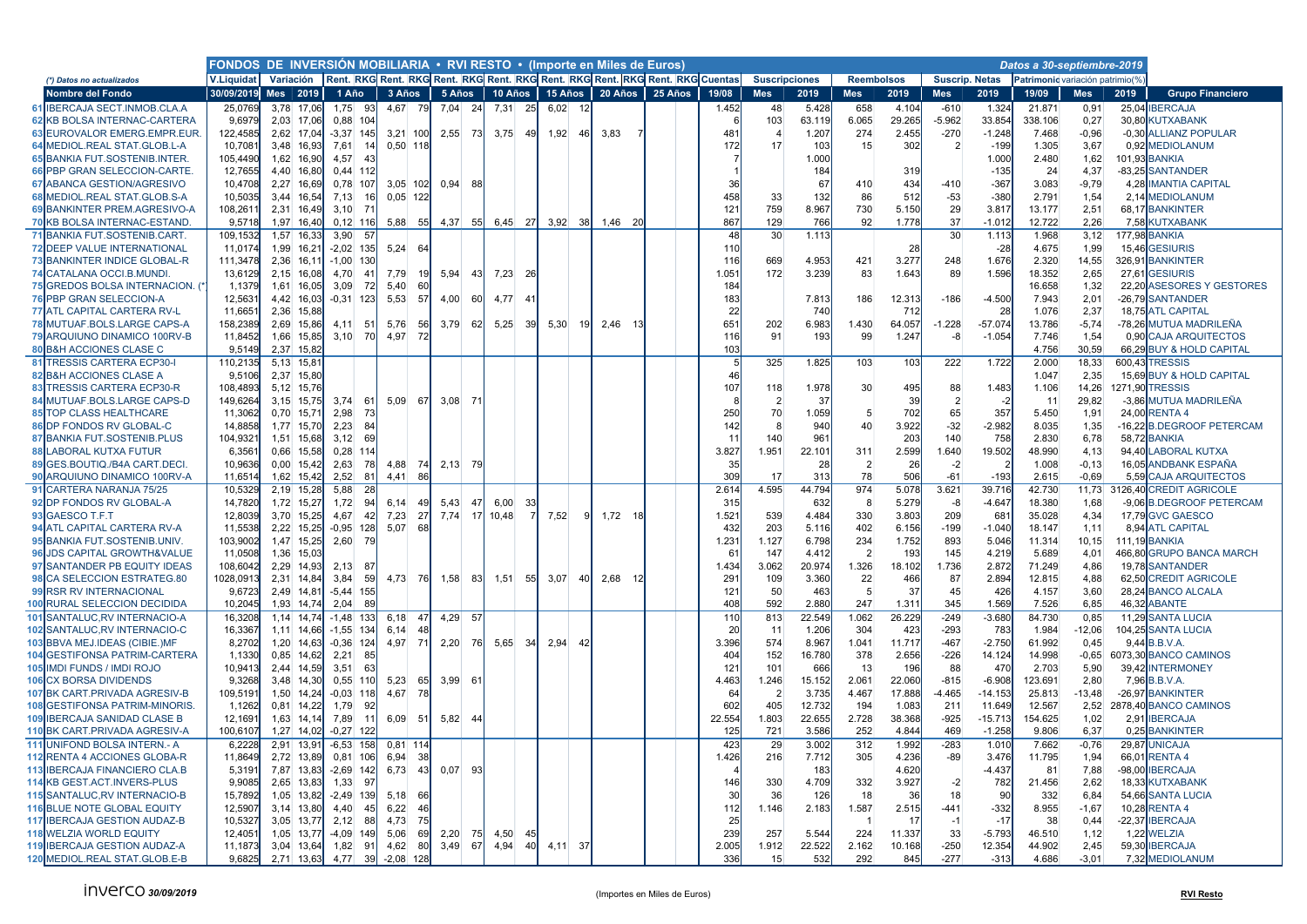# FONDOS DE INVERSIÓN MOBILIARIA • RVI RESTO • (Importe en Miles de Euros)

*Datos a 30-septiembre-2019*

*(\*) Datos no actualizados*

| | Nombre del Fondo | V.Liquidat 30/09/2019 | Variación Mes | Variación 2019 | Rent. 1 Año | RKG | Rent. 3 Años | RKG | Rent. 5 Años | RKG | Rent. 10 Años | RKG | Rent. 15 Años | RKG | Rent. 20 Años | RKG | Rent. 25 Años | RKG | Cuentas 19/08 | Suscripciones Mes | Suscripciones 2019 | Reembolsos Mes | Reembolsos 2019 | Suscrip. Netas Mes | Suscrip. Netas 2019 | Patrimonio 19/09 | variación patrimonio(%) Mes | variación patrimonio(%) 2019 | Grupo Financiero |
|---|---|---|---|---|---|---|---|---|---|---|---|---|---|---|---|---|---|---|---|---|---|---|---|---|---|---|---|---|---|
| 61 | IBERCAJA SECT.INMOB.CLA.A | 25,0769 | 3,78 | 17,06 | 1,75 | 93 | 4,67 | 79 | 7,04 | 24 | 7,31 | 25 | 6,02 | 12 | | | | | 1.452 | 48 | 5.428 | 658 | 4.104 | -610 | 1.324 | 21.871 | 0,91 | 25,04 | IBERCAJA |
| 62 | KB BOLSA INTERNAC-CARTERA | 9,6979 | 2,03 | 17,06 | 0,88 | 104 | | | | | | | | | | | | | 6 | 103 | 63.119 | 6.065 | 29.265 | -5.962 | 33.854 | 338.106 | 0,27 | 30,80 | KUTXABANK |
| 63 | EUROVALOR EMERG.EMPR.EUR. | 122,4585 | 2,62 | 17,04 | -3,37 | 145 | 3,21 | 100 | 2,55 | 73 | 3,75 | 49 | 1,92 | 46 | 3,83 | 7 | | | 481 | 4 | 1.207 | 274 | 2.455 | -270 | -1.248 | 7.468 | -0,96 | -0,30 | ALLIANZ POPULAR |
| 64 | MEDIOL.REAL STAT.GLOB.L-A | 10,7081 | 3,48 | 16,93 | 7,61 | 14 | 0,50 | 118 | | | | | | | | | | | 172 | 17 | 103 | 15 | 302 | 2 | -199 | 1.305 | 3,67 | 0,92 | MEDIOLANUM |
| 65 | BANKIA FUT.SOSTENIB.INTER. | 105,4490 | 1,62 | 16,90 | 4,57 | 43 | | | | | | | | | | | | | 7 | | 1.000 | | | | 1.000 | 2.480 | 1,62 | 101,93 | BANKIA |
| 66 | PBP GRAN SELECCION-CARTE. | 12,7655 | 4,40 | 16,80 | 0,44 | 112 | | | | | | | | | | | | | 1 | | 184 | | 319 | | -135 | 24 | 4,37 | -83,25 | SANTANDER |
| 67 | ABANCA GESTION/AGRESIVO | 10,4708 | 2,27 | 16,69 | 0,78 | 107 | 3,05 | 102 | 0,94 | 88 | | | | | | | | | 36 | | 67 | 410 | 434 | -410 | -367 | 3.083 | -9,79 | 4,28 | IMANTIA CAPITAL |
| 68 | MEDIOL.REAL STAT.GLOB.S-A | 10,5035 | 3,44 | 16,54 | 7,13 | 16 | 0,05 | 122 | | | | | | | | | | | 458 | 33 | 132 | 86 | 512 | -53 | -380 | 2.791 | 1,54 | 2,14 | MEDIOLANUM |
| 69 | BANKINTER PREM.AGRESIVO-A | 108,2611 | 2,31 | 16,49 | 3,10 | 71 | | | | | | | | | | | | | 121 | 759 | 8.967 | 730 | 5.150 | 29 | 3.817 | 13.177 | 2,51 | 68,17 | BANKINTER |
| 70 | KB BOLSA INTERNAC-ESTAND. | 9,5718 | 1,97 | 16,40 | 0,12 | 116 | 5,88 | 55 | 4,37 | 55 | 6,45 | 27 | 3,92 | 38 | 1,46 | 20 | | | 867 | 129 | 766 | 92 | 1.778 | 37 | -1.012 | 12.722 | 2,26 | 7,58 | KUTXABANK |
| 71 | BANKIA FUT.SOSTENIB.CART. | 109,1532 | 1,57 | 16,33 | 3,90 | 57 | | | | | | | | | | | | | 48 | 30 | 1.113 | | | 30 | 1.113 | 1.968 | 3,12 | 177,98 | BANKIA |
| 72 | DEEP VALUE INTERNATIONAL | 11,0174 | 1,99 | 16,21 | -2,02 | 135 | 5,24 | 64 | | | | | | | | | | | 110 | | | | 28 | | -28 | 4.675 | 1,99 | 15,46 | GESIURIS |
| 73 | BANKINTER INDICE GLOBAL-R | 111,3478 | 2,36 | 16,11 | -1,00 | 130 | | | | | | | | | | | | | 116 | 669 | 4.953 | 421 | 3.277 | 248 | 1.676 | 2.320 | 14,55 | 326,91 | BANKINTER |
| 74 | CATALANA OCCI.B.MUNDI. | 13,6129 | 2,15 | 16,08 | 4,70 | 41 | 7,79 | 19 | 5,94 | 43 | 7,23 | 26 | | | | | | | 1.051 | 172 | 3.239 | 83 | 1.643 | 89 | 1.596 | 18.352 | 2,65 | 27,61 | GESIURIS |
| 75 | GREDOS BOLSA INTERNACION. (\*) | 1,1379 | 1,61 | 16,05 | 3,09 | 72 | 5,40 | 60 | | | | | | | | | | | 184 | | | | | | | 16.658 | 1,32 | 22,20 | ASESORES Y GESTORES |
| 76 | PBP GRAN SELECCION-A | 12,5631 | 4,42 | 16,03 | -0,31 | 123 | 5,53 | 57 | 4,00 | 60 | 4,77 | 41 | | | | | | | 183 | | 7.813 | 186 | 12.313 | -186 | -4.500 | 7.943 | 2,01 | -26,79 | SANTANDER |
| 77 | ATL CAPITAL CARTERA RV-L | 11,6651 | 2,36 | 15,88 | | | | | | | | | | | | | | | 22 | | 740 | | 712 | | 28 | 1.076 | 2,37 | 18,75 | ATL CAPITAL |
| 78 | MUTUAF.BOLS.LARGE CAPS-A | 158,2389 | 2,69 | 15,86 | 4,11 | 51 | 5,76 | 56 | 3,79 | 62 | 5,25 | 39 | 5,30 | 19 | 2,46 | 13 | | | 651 | 202 | 6.983 | 1.430 | 64.057 | -1.228 | -57.074 | 13.786 | -5,74 | -78,26 | MUTUA MADRILEÑA |
| 79 | ARQUIUNO DINAMICO 100RV-B | 11,8452 | 1,66 | 15,85 | 3,10 | 70 | 4,97 | 72 | | | | | | | | | | | 116 | 91 | 193 | 99 | 1.247 | -8 | -1.054 | 7.746 | 1,54 | 0,90 | CAJA ARQUITECTOS |
| 80 | B&H ACCIONES CLASE C | 9,5149 | 2,37 | 15,82 | | | | | | | | | | | | | | | 103 | | | | | | | 4.756 | 30,59 | 66,29 | BUY & HOLD CAPITAL |
| 81 | TRESSIS CARTERA ECP30-I | 110,2135 | 5,13 | 15,81 | | | | | | | | | | | | | | | 5 | 325 | 1.825 | 103 | 103 | 222 | 1.722 | 2.000 | 18,33 | 600,43 | TRESSIS |
| 82 | B&H ACCIONES CLASE A | 9,5106 | 2,37 | 15,80 | | | | | | | | | | | | | | | 46 | | | | | | | 1.047 | 2,35 | 15,69 | BUY & HOLD CAPITAL |
| 83 | TRESSIS CARTERA ECP30-R | 108,4893 | 5,12 | 15,76 | | | | | | | | | | | | | | | 107 | 118 | 1.978 | 30 | 495 | 88 | 1.483 | 1.106 | 14,26 | 1271,90 | TRESSIS |
| 84 | MUTUAF.BOLS.LARGE CAPS-D | 149,6264 | 3,15 | 15,75 | 3,74 | 61 | 5,09 | 67 | 3,08 | 71 | | | | | | | | | 8 | 2 | 37 | | 39 | 2 | -2 | 11 | 29,82 | -3,86 | MUTUA MADRILEÑA |
| 85 | TOP CLASS HEALTHCARE | 11,3062 | 0,70 | 15,71 | 2,98 | 73 | | | | | | | | | | | | | 250 | 70 | 1.059 | 5 | 702 | 65 | 357 | 5.450 | 1,91 | 24,00 | RENTA 4 |
| 86 | DP FONDOS RV GLOBAL-C | 14,8858 | 1,77 | 15,70 | 2,23 | 84 | | | | | | | | | | | | | 142 | 8 | 940 | 40 | 3.922 | -32 | -2.982 | 8.035 | 1,35 | -16,22 | B.DEGROOF PETERCAM |
| 87 | BANKIA FUT.SOSTENIB.PLUS | 104,9321 | 1,51 | 15,68 | 3,12 | 69 | | | | | | | | | | | | | 11 | 140 | 961 | | 203 | 140 | 758 | 2.830 | 6,78 | 58,72 | BANKIA |
| 88 | LABORAL KUTXA FUTUR | 6,3561 | 0,66 | 15,58 | 0,28 | 114 | | | | | | | | | | | | | 3.827 | 1.951 | 22.101 | 311 | 2.599 | 1.640 | 19.502 | 48.990 | 4,13 | 94,40 | LABORAL KUTXA |
| 89 | GES.BOUTIQ./B4A CART.DECI. | 10,9636 | 0,00 | 15,42 | 2,63 | 78 | 4,88 | 74 | 2,13 | 79 | | | | | | | | | 35 | | 28 | 2 | 26 | -2 | 2 | 1.008 | -0,13 | 16,05 | ANDBANK ESPAÑA |
| 90 | ARQUIUNO DINAMICO 100RV-A | 11,6514 | 1,62 | 15,42 | 2,52 | 81 | 4,41 | 86 | | | | | | | | | | | 309 | 17 | 313 | 78 | 506 | -61 | -193 | 2.615 | -0,69 | 5,59 | CAJA ARQUITECTOS |
| 91 | CARTERA NARANJA 75/25 | 10,5329 | 2,19 | 15,28 | 5,88 | 28 | | | | | | | | | | | | | 2.614 | 4.595 | 44.794 | 974 | 5.078 | 3.621 | 39.716 | 42.730 | 11,73 | 3126,40 | CREDIT AGRICOLE |
| 92 | DP FONDOS RV GLOBAL-A | 14,7820 | 1,72 | 15,27 | 1,72 | 94 | 6,14 | 49 | 5,43 | 47 | 6,00 | 33 | | | | | | | 315 | | 632 | 8 | 5.279 | -8 | -4.647 | 18.380 | 1,68 | -9,06 | B.DEGROOF PETERCAM |
| 93 | GAESCO T.F.T | 12,8039 | 3,70 | 15,25 | 4,67 | 42 | 7,23 | 27 | 7,74 | 17 | 10,48 | 7 | 7,52 | 9 | 1,72 | 18 | | | 1.521 | 539 | 4.484 | 330 | 3.803 | 209 | 681 | 35.028 | 4,34 | 17,79 | GVC GAESCO |
| 94 | ATL CAPITAL CARTERA RV-A | 11,5538 | 2,22 | 15,25 | -0,95 | 128 | 5,07 | 68 | | | | | | | | | | | 432 | 203 | 5.116 | 402 | 6.156 | -199 | -1.040 | 18.147 | 1,11 | 8,94 | ATL CAPITAL |
| 95 | BANKIA FUT.SOSTENIB.UNIV. | 103,9002 | 1,47 | 15,25 | 2,60 | 79 | | | | | | | | | | | | | 1.231 | 1.127 | 6.798 | 234 | 1.752 | 893 | 5.046 | 11.314 | 10,15 | 111,19 | BANKIA |
| 96 | JDS CAPITAL GROWTH&VALUE | 11,0508 | 1,36 | 15,03 | | | | | | | | | | | | | | | 61 | 147 | 4.412 | 2 | 193 | 145 | 4.219 | 5.689 | 4,01 | 466,80 | GRUPO BANCA MARCH |
| 97 | SANTANDER PB EQUITY IDEAS | 108,6042 | 2,29 | 14,93 | 2,13 | 87 | | | | | | | | | | | | | 1.434 | 3.062 | 20.974 | 1.326 | 18.102 | 1.736 | 2.872 | 71.249 | 4,86 | 19,78 | SANTANDER |
| 98 | CA SELECCION ESTRATEG.80 | 1028,0913 | 2,31 | 14,84 | 3,84 | 59 | 4,73 | 76 | 1,58 | 83 | 1,51 | 55 | 3,07 | 40 | 2,68 | 12 | | | 291 | 109 | 3.360 | 22 | 466 | 87 | 2.894 | 12.815 | 4,88 | 62,50 | CREDIT AGRICOLE |
| 99 | RSR RV INTERNACIONAL | 9,6723 | 2,49 | 14,81 | -5,44 | 155 | | | | | | | | | | | | | 121 | 50 | 463 | 5 | 37 | 45 | 426 | 4.157 | 3,60 | 28,24 | BANCO ALCALA |
| 100 | RURAL SELECCION DECIDIDA | 10,2045 | 1,93 | 14,74 | 2,04 | 89 | | | | | | | | | | | | | 408 | 592 | 2.880 | 247 | 1.311 | 345 | 1.569 | 7.526 | 6,85 | 46,32 | ABANTE |
| 101 | SANTALUC,RV INTERNACIO-A | 16,3208 | 1,14 | 14,74 | -1,48 | 133 | 6,18 | 47 | 4,29 | 57 | | | | | | | | | 110 | 813 | 22.549 | 1.062 | 26.229 | -249 | -3.680 | 84.730 | 0,85 | 11,29 | SANTA LUCIA |
| 102 | SANTALUC,RV INTERNACIO-C | 16,3367 | 1,11 | 14,66 | -1,55 | 134 | 6,14 | 48 | | | | | | | | | | | 20 | 11 | 1.206 | 304 | 423 | -293 | 783 | 1.984 | -12,06 | 104,25 | SANTA LUCIA |
| 103 | BBVA MEJ.IDEAS (CIBIE.)MF | 8,2702 | 1,20 | 14,63 | -0,36 | 124 | 4,97 | 71 | 2,20 | 76 | 5,65 | 34 | 2,94 | 42 | | | | | 3.396 | 574 | 8.967 | 1.041 | 11.717 | -467 | -2.750 | 61.992 | 0,45 | 9,44 | B.B.V.A. |
| 104 | GESTIFONSA PATRIM-CARTERA | 1,1330 | 0,85 | 14,62 | 2,21 | 85 | | | | | | | | | | | | | 404 | 152 | 16.780 | 378 | 2.656 | -226 | 14.124 | 14.998 | -0,65 | 6073,30 | BANCO CAMINOS |
| 105 | IMDI FUNDS / IMDI ROJO | 10,9413 | 2,44 | 14,59 | 3,51 | 63 | | | | | | | | | | | | | 121 | 101 | 666 | 13 | 196 | 88 | 470 | 2.703 | 5,90 | 39,42 | INTERMONEY |
| 106 | CX BORSA DIVIDENDS | 9,3268 | 3,48 | 14,30 | 0,55 | 110 | 5,23 | 65 | 3,99 | 61 | | | | | | | | | 4.463 | 1.246 | 15.152 | 2.061 | 22.060 | -815 | -6.908 | 123.691 | 2,80 | 7,96 | B.B.V.A. |
| 107 | BK CART.PRIVADA AGRESIV-B | 109,5191 | 1,50 | 14,24 | -0,03 | 118 | 4,67 | 78 | | | | | | | | | | | 64 | 2 | 3.735 | 4.467 | 17.888 | -4.465 | -14.153 | 25.813 | -13,48 | -26,97 | BANKINTER |
| 108 | GESTIFONSA PATRIM-MINORIS. | 1,1262 | 0,81 | 14,22 | 1,79 | 92 | | | | | | | | | | | | | 602 | 405 | 12.732 | 194 | 1.083 | 211 | 11.649 | 12.567 | 2,52 | 2878,40 | BANCO CAMINOS |
| 109 | IBERCAJA SANIDAD CLASE B | 12,1691 | 1,63 | 14,14 | 7,89 | 11 | 6,09 | 51 | 5,82 | 44 | | | | | | | | | 22.554 | 1.803 | 22.655 | 2.728 | 38.368 | -925 | -15.713 | 154.625 | 1,02 | 2,91 | IBERCAJA |
| 110 | BK CART.PRIVADA AGRESIV-A | 100,6107 | 1,27 | 14,02 | -0,27 | 122 | | | | | | | | | | | | | 125 | 721 | 3.586 | 252 | 4.844 | 469 | -1.258 | 9.806 | 6,37 | 0,25 | BANKINTER |
| 111 | UNIFOND BOLSA INTERN.- A | 6,2228 | 2,91 | 13,91 | -6,53 | 158 | 0,81 | 114 | | | | | | | | | | | 423 | 29 | 3.002 | 312 | 1.992 | -283 | 1.010 | 7.662 | -0,76 | 29,87 | UNICAJA |
| 112 | RENTA 4 ACCIONES GLOBA-R | 11,8649 | 2,72 | 13,89 | 0,81 | 106 | 6,94 | 38 | | | | | | | | | | | 1.426 | 216 | 7.712 | 305 | 4.236 | -89 | 3.476 | 11.795 | 1,94 | 66,01 | RENTA 4 |
| 113 | IBERCAJA FINANCIERO CLA.B | 5,3191 | 7,87 | 13,83 | -2,69 | 142 | 6,73 | 43 | 0,07 | 93 | | | | | | | | | 4 | | 183 | | 4.620 | | -4.437 | 81 | 7,88 | -98,00 | IBERCAJA |
| 114 | KB GEST.ACT.INVERS-PLUS | 9,9085 | 2,65 | 13,83 | 1,33 | 97 | | | | | | | | | | | | | 146 | 330 | 4.709 | 332 | 3.927 | -2 | 782 | 21.456 | 2,62 | 18,33 | KUTXABANK |
| 115 | SANTALUC,RV INTERNACIO-B | 15,7892 | 1,05 | 13,82 | -2,49 | 139 | 5,18 | 66 | | | | | | | | | | | 30 | 36 | 126 | 18 | 36 | 18 | 90 | 332 | 6,84 | 54,66 | SANTA LUCIA |
| 116 | BLUE NOTE GLOBAL EQUITY | 12,5907 | 3,14 | 13,80 | 4,40 | 45 | 6,22 | 46 | | | | | | | | | | | 112 | 1.146 | 2.183 | 1.587 | 2.515 | -441 | -332 | 8.955 | -1,67 | 10,28 | RENTA 4 |
| 117 | IBERCAJA GESTION AUDAZ-B | 10,5327 | 3,05 | 13,77 | 2,12 | 88 | 4,73 | 75 | | | | | | | | | | | 25 | | | 1 | 17 | -1 | -17 | 38 | 0,44 | -22,37 | IBERCAJA |
| 118 | WELZIA WORLD EQUITY | 12,4051 | 1,05 | 13,77 | -4,09 | 149 | 5,06 | 69 | 2,20 | 75 | 4,50 | 45 | | | | | | | 239 | 257 | 5.544 | 224 | 11.337 | 33 | -5.793 | 46.510 | 1,12 | 1,22 | WELZIA |
| 119 | IBERCAJA GESTION AUDAZ-A | 11,1873 | 3,04 | 13,64 | 1,82 | 91 | 4,62 | 80 | 3,49 | 67 | 4,94 | 40 | 4,11 | 37 | | | | | 2.005 | 1.912 | 22.522 | 2.162 | 10.168 | -250 | 12.354 | 44.902 | 2,45 | 59,30 | IBERCAJA |
| 120 | MEDIOL.REAL STAT.GLOB.E-B | 9,6825 | 2,71 | 13,63 | 4,77 | 39 | -2,08 | 128 | | | | | | | | | | | 336 | 15 | 532 | 292 | 845 | -277 | -313 | 4.686 | -3,01 | 7,32 | MEDIOLANUM |

(Importes en Miles de Euros)

RVI Resto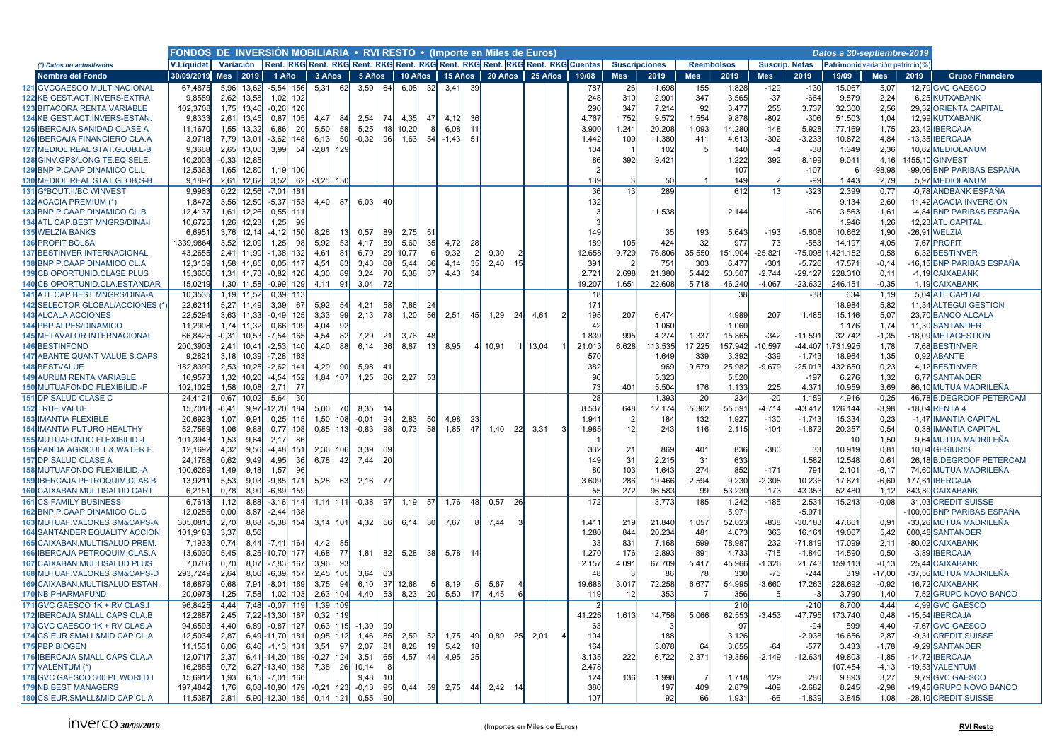## FONDOS DE INVERSIÓN MOBILIARIA • RVI RESTO • (Importe en Miles de Euros)

*Datos a 30-septiembre-2019*

(*) Datos no actualizados

| | Nombre del Fondo | V.Liquidat 30/09/2019 | Variación Mes | Variación 2019 | 1 Año Rent. | RKG | 3 Años Rent. | RKG | 5 Años Rent. | RKG | 10 Años Rent. | RKG | 15 Años Rent. | RKG | 20 Años Rent. | RKG | 25 Años Rent. | RKG | Cuentas 19/08 | Suscripciones Mes | Suscripciones 2019 | Reembolsos Mes | Reembolsos 2019 | Suscrip. Netas Mes | Suscrip. Netas 2019 | Patrimonio 19/09 | variación patrimonio(%) Mes | variación patrimonio(%) 2019 | Grupo Financiero |
|---|---|---|---|---|---|---|---|---|---|---|---|---|---|---|---|---|---|---|---|---|---|---|---|---|---|---|---|---|---|
| 121 | GVCGAESCO MULTINACIONAL | 67,4875 | 5,96 | 13,62 | -5,54 | 156 | 5,31 | 62 | 3,59 | 64 | 6,08 | 32 | 3,41 | 39 | | | | | 787 | 26 | 1.698 | 155 | 1.828 | -129 | -130 | 15.067 | 5,07 | 12,79 | GVC GAESCO |
| 122 | KB GEST.ACT.INVERS-EXTRA | 9,8589 | 2,62 | 13,58 | 1,02 | 102 | | | | | | | | | | | | | 248 | 310 | 2.901 | 347 | 3.565 | -37 | -664 | 9.579 | 2,24 | 6,25 | KUTXABANK |
| 123 | BITACORA RENTA VARIABLE | 102,3708 | 1,75 | 13,46 | -0,26 | 120 | | | | | | | | | | | | | 290 | 347 | 7.214 | 92 | 3.477 | 255 | 3.737 | 32.300 | 2,56 | 29,32 | ORIENTA CAPITAL |
| 124 | KB GEST.ACT.INVERS-ESTAN. | 9,8333 | 2,61 | 13,45 | 0,87 | 105 | 4,47 | 84 | 2,54 | 74 | 4,35 | 47 | 4,12 | 36 | | | | | 4.767 | 752 | 9.572 | 1.554 | 9.878 | -802 | -306 | 51.503 | 1,04 | 12,99 | KUTXABANK |
| 125 | IBERCAJA SANIDAD CLASE A | 11,1670 | 1,55 | 13,32 | 6,86 | 20 | 5,50 | 58 | 5,25 | 48 | 10,20 | 8 | 6,08 | 11 | | | | | 3.900 | 1.241 | 20.208 | 1.093 | 14.280 | 148 | 5.928 | 77.169 | 1,75 | 23,42 | IBERCAJA |
| 126 | IBERCAJA FINANCIERO CLA.A | 3,9718 | 7,79 | 13,01 | -3,62 | 148 | 6,13 | 50 | -0,32 | 96 | 1,63 | 54 | -1,43 | 51 | | | | | 1.442 | 109 | 1.380 | 411 | 4.613 | -302 | -3.233 | 10.872 | 4,84 | -13,35 | IBERCAJA |
| 127 | MEDIOL.REAL STAT.GLOB.L-B | 9,3668 | 2,65 | 13,00 | 3,99 | 54 | -2,81 | 129 | | | | | | | | | | | 104 | 1 | 102 | 5 | 140 | -4 | -38 | 1.349 | 2,36 | 10,62 | MEDIOLANUM |
| 128 | GINV.GPS/LONG TE.EQ.SELE. | 10,2003 | -0,33 | 12,85 | | | | | | | | | | | | | | | 86 | 392 | 9.421 | | 1.222 | 392 | 8.199 | 9.041 | 4,16 | 1455,10 | GINVEST |
| 129 | BNP P.CAAP DINAMICO CL.L | 12,5363 | 1,65 | 12,80 | 1,19 | 100 | | | | | | | | | | | | | 2 | | | | 107 | | -107 | 6 | -98,98 | -99,06 | BNP PARIBAS ESPAÑA |
| 130 | MEDIOL.REAL STAT.GLOB,S-B | 9,1897 | 2,61 | 12,62 | 3,52 | 62 | -3,25 | 130 | | | | | | | | | | | 139 | 3 | 50 | 1 | 149 | 2 | -99 | 1.443 | 2,79 | 5,97 | MEDIOLANUM |
| 131 | GºBOUT.II/BC WINVEST | 9,9963 | 0,22 | 12,56 | -7,01 | 161 | | | | | | | | | | | | | 36 | 13 | 289 | | 612 | 13 | -323 | 2.399 | 0,77 | -0,78 | ANDBANK ESPAÑA |
| 132 | ACACIA PREMIUM (*) | 1,8472 | 3,56 | 12,50 | -5,37 | 153 | 4,40 | 87 | 6,03 | 40 | | | | | | | | | 132 | | | | | | | 9.134 | 2,60 | 11,42 | ACACIA INVERSION |
| 133 | BNP P.CAAP DINAMICO CL.B | 12,4137 | 1,61 | 12,26 | 0,55 | 111 | | | | | | | | | | | | | 3 | | 1.538 | | 2.144 | | -606 | 3.563 | 1,61 | -4,84 | BNP PARIBAS ESPAÑA |
| 134 | ATL CAP.BEST MNGRS/DINA-I | 10,6725 | 1,26 | 12,23 | 1,25 | 99 | | | | | | | | | | | | | 3 | | | | | | | 1.946 | 1,26 | 12,23 | ATL CAPITAL |
| 135 | WELZIA BANKS | 6,6951 | 3,76 | 12,14 | -4,12 | 150 | 8,26 | 13 | 0,57 | 89 | 2,75 | 51 | | | | | | | 149 | | 35 | 193 | 5.643 | -193 | -5.608 | 10.662 | 1,90 | -26,91 | WELZIA |
| 136 | PROFIT BOLSA | 1339,9864 | 3,52 | 12,09 | 1,25 | 98 | 5,92 | 53 | 4,17 | 59 | 5,60 | 35 | 4,72 | 28 | | | | | 189 | 105 | 424 | 32 | 977 | 73 | -553 | 14.197 | 4,05 | 7,67 | PROFIT |
| 137 | BESTINVER INTERNACIONAL | 43,2655 | 2,41 | 11,99 | -1,38 | 132 | 4,61 | 81 | 6,79 | 29 | 10,77 | 6 | 9,32 | 2 | 9,30 | 2 | | | 12.658 | 9.729 | 76.806 | 35.550 | 151.904 | -25.821 | -75.098 | 1.421.182 | 0,58 | 6,32 | BESTINVER |
| 138 | BNP P.CAAP DINAMICO CL.A | 12,3139 | 1,58 | 11,85 | 0,05 | 117 | 4,51 | 83 | 3,43 | 68 | 5,44 | 36 | 4,14 | 35 | 2,40 | 15 | | | 391 | 2 | 751 | 303 | 6.477 | -301 | -5.726 | 17.571 | -0,14 | -16,15 | BNP PARIBAS ESPAÑA |
| 139 | CB OPORTUNID.CLASE PLUS | 15,3606 | 1,31 | 11,73 | -0,82 | 126 | 4,30 | 89 | 3,24 | 70 | 5,38 | 37 | 4,43 | 34 | | | | | 2.721 | 2.698 | 21.380 | 5.442 | 50.507 | -2.744 | -29.127 | 228.310 | 0,11 | -1,19 | CAIXABANK |
| 140 | CB OPORTUNID.CLA.ESTANDAR | 15,0219 | 1,30 | 11,58 | -0,99 | 129 | 4,11 | 91 | 3,04 | 72 | | | | | | | | | 19.207 | 1.651 | 22.608 | 5.718 | 46.240 | -4.067 | -23.632 | 246.151 | -0,35 | 1,19 | CAIXABANK |
| 141 | ATL CAP.BEST MNGRS/DINA-A | 10,3535 | 1,19 | 11,52 | 0,39 | 113 | | | | | | | | | | | | | 18 | | | | 38 | | -38 | 634 | 1,19 | 5,04 | ATL CAPITAL |
| 142 | SELECTOR GLOBAL/ACCIONES (*) | 22,6211 | 5,27 | 11,49 | 3,39 | 67 | 5,92 | 54 | 4,21 | 58 | 7,86 | 24 | | | | | | | 171 | | | | | | | 18.984 | 5,82 | 11,34 | ALTEGUI GESTION |
| 143 | ALCALA ACCIONES | 22,5294 | 3,63 | 11,33 | -0,49 | 125 | 3,33 | 99 | 2,13 | 78 | 1,20 | 56 | 2,51 | 45 | 1,29 | 24 | 4,61 | 2 | 195 | 207 | 6.474 | | 4.989 | 207 | 1.485 | 15.146 | 5,07 | 23,70 | BANCO ALCALA |
| 144 | PBP ALPES/DINAMICO | 11,2908 | 1,74 | 11,32 | 0,66 | 109 | 4,04 | 92 | | | | | | | | | | | 42 | | 1.060 | | 1.060 | | | 1.176 | 1,74 | 11,30 | SANTANDER |
| 145 | METAVALOR INTERNACIONAL | 66,8425 | -0,31 | 10,53 | -7,54 | 165 | 4,54 | 82 | 7,29 | 21 | 3,76 | 48 | | | | | | | 1.839 | 995 | 4.274 | 1.337 | 15.865 | -342 | -11.591 | 32.742 | -1,35 | -18,09 | METAGESTION |
| 146 | BESTINFOND | 200,3903 | 2,41 | 10,41 | -2,53 | 140 | 4,40 | 88 | 6,14 | 36 | 8,87 | 13 | 8,95 | 4 | 10,91 | 1 | 13,04 | 1 | 21.013 | 6.628 | 113.535 | 17.225 | 157.942 | -10.597 | -44.407 | 1.731.925 | 1,78 | 7,68 | BESTINVER |
| 147 | ABANTE QUANT VALUE S.CAPS | 9,2821 | 3,18 | 10,39 | -7,28 | 163 | | | | | | | | | | | | | 570 | | 1.649 | 339 | 3.392 | -339 | -1.743 | 18.964 | 1,35 | 0,92 | ABANTE |
| 148 | BESTVALUE | 182,8399 | 2,53 | 10,25 | -2,62 | 141 | 4,29 | 90 | 5,98 | 41 | | | | | | | | | 382 | | 969 | 9.679 | 25.982 | -9.679 | -25.013 | 432.650 | 0,23 | 4,12 | BESTINVER |
| 149 | AURUM RENTA VARIABLE | 16,9573 | 1,32 | 10,20 | -4,54 | 152 | 1,84 | 107 | 1,25 | 86 | 2,27 | 53 | | | | | | | 96 | | 5.323 | | 5.520 | | -197 | 6.276 | 1,32 | 6,77 | SANTANDER |
| 150 | MUTUAFONDO FLEXIBILID.-F | 102,1025 | 1,58 | 10,08 | 2,71 | 77 | | | | | | | | | | | | | 73 | 401 | 5.504 | 176 | 1.133 | 225 | 4.371 | 10.959 | 3,69 | 86,10 | MUTUA MADRILEÑA |
| 151 | DP SALUD CLASE C | 24,4121 | 0,67 | 10,02 | 5,64 | 30 | | | | | | | | | | | | | 28 | | 1.393 | 20 | 234 | -20 | 1.159 | 4.916 | 0,25 | 46,78 | B.DEGROOF PETERCAM |
| 152 | TRUE VALUE | 15,7018 | -0,41 | 9,97 | -12,20 | 184 | 5,00 | 70 | 8,35 | 14 | | | | | | | | | 8.537 | 648 | 12.174 | 5.362 | 55.591 | -4.714 | -43.417 | 126.144 | -3,98 | -18,04 | RENTA 4 |
| 153 | IMANTIA FLEXIBLE | 20,6923 | 1,07 | 9,91 | 0,25 | 115 | 1,50 | 108 | -0,01 | 94 | 2,83 | 50 | 4,98 | 23 | | | | | 1.941 | 2 | 184 | 132 | 1.927 | -130 | -1.743 | 15.334 | 0,23 | -1,47 | IMANTIA CAPITAL |
| 154 | IMANTIA FUTURO HEALTHY | 52,7589 | 1,06 | 9,88 | 0,77 | 108 | 0,85 | 113 | -0,83 | 98 | 0,73 | 58 | 1,85 | 47 | 1,40 | 22 | 3,31 | 3 | 1.985 | 12 | 243 | 116 | 2.115 | -104 | -1.872 | 20.357 | 0,54 | 0,38 | IMANTIA CAPITAL |
| 155 | MUTUAFONDO FLEXIBILID.-L | 101,3943 | 1,53 | 9,64 | 2,17 | 86 | | | | | | | | | | | | | 1 | | | | | | | 10 | 1,50 | 9,64 | MUTUA MADRILEÑA |
| 156 | PANDA AGRICULT.& WATER F. | 12,1692 | 4,32 | 9,56 | -4,48 | 151 | 2,36 | 106 | 3,39 | 69 | | | | | | | | | 332 | 21 | 869 | 401 | 836 | -380 | 33 | 10.919 | 0,81 | 10,04 | GESIURIS |
| 157 | DP SALUD CLASE A | 24,1768 | 0,62 | 9,49 | 4,95 | 36 | 6,78 | 42 | 7,44 | 20 | | | | | | | | | 149 | 31 | 2.215 | 31 | 633 | | 1.582 | 12.548 | 0,61 | 26,18 | B.DEGROOF PETERCAM |
| 158 | MUTUAFONDO FLEXIBILID.-A | 100,6269 | 1,49 | 9,18 | 1,57 | 96 | | | | | | | | | | | | | 80 | 103 | 1.643 | 274 | 852 | -171 | 791 | 2.101 | -6,17 | 74,60 | MUTUA MADRILEÑA |
| 159 | IBERCAJA PETROQUIM.CLAS.B | 13,9211 | 5,53 | 9,03 | -9,85 | 171 | 5,28 | 63 | 2,16 | 77 | | | | | | | | | 3.609 | 286 | 19.466 | 2.594 | 9.230 | -2.308 | 10.236 | 17.671 | -6,60 | 177,61 | IBERCAJA |
| 160 | CAIXABANK.MULTISALUD CART. | 6,2181 | 0,78 | 8,90 | -6,89 | 159 | | | | | | | | | | | | | 55 | 272 | 96.583 | 99 | 53.230 | 173 | 43.353 | 52.480 | 1,12 | 843,89 | CAIXABANK |
| 161 | CS FAMILY BUSINESS | 6,7613 | 1,12 | 8,88 | -3,16 | 144 | 1,14 | 111 | -0,38 | 97 | 1,19 | 57 | 1,76 | 48 | 0,57 | 26 | | | 172 | | 3.773 | 185 | 1.242 | -185 | 2.531 | 15.243 | -0,08 | 31,03 | CREDIT SUISSE |
| 162 | BNP P.CAAP DINAMICO CL.C | 12,0255 | 0,00 | 8,87 | -2,44 | 138 | | | | | | | | | | | | | | | | | 5.971 | | -5.971 | | | -100,00 | BNP PARIBAS ESPAÑA |
| 163 | MUTUAF.VALORES SM&CAPS-A | 305,0810 | 2,70 | 8,68 | -5,38 | 154 | 3,14 | 101 | 4,32 | 56 | 6,14 | 30 | 7,67 | 8 | 7,44 | 3 | | | 1.411 | 219 | 21.840 | 1.057 | 52.023 | -838 | -30.183 | 47.661 | 0,91 | -33,26 | MUTUA MADRILEÑA |
| 164 | SANTANDER EQUALITY ACCION. | 101,9183 | 3,37 | 8,56 | | | | | | | | | | | | | | | 1.280 | 844 | 20.234 | 481 | 4.073 | 363 | 16.161 | 19.067 | 5,42 | 600,48 | SANTANDER |
| 165 | CAIXABAN.MULTISALUD PREM. | 7,1933 | 0,74 | 8,44 | -7,41 | 164 | 4,42 | 85 | | | | | | | | | | | 33 | 831 | 7.168 | 599 | 78.987 | 232 | -71.819 | 17.099 | 2,11 | -80,02 | CAIXABANK |
| 166 | IBERCAJA PETROQUIM.CLAS.A | 13,6030 | 5,45 | 8,25 | -10,70 | 177 | 4,68 | 77 | 1,81 | 82 | 5,28 | 38 | 5,78 | 14 | | | | | 1.270 | 176 | 2.893 | 891 | 4.733 | -715 | -1.840 | 14.590 | 0,50 | -3,89 | IBERCAJA |
| 167 | CAIXABANK.MULTISALUD PLUS | 7,0786 | 0,70 | 8,07 | -7,83 | 167 | 3,96 | 93 | | | | | | | | | | | 2.157 | 4.091 | 67.709 | 5.417 | 45.966 | -1.326 | 21.743 | 159.113 | -0,13 | 25,44 | CAIXABANK |
| 168 | MUTUAF.VALORES SM&CAPS-D | 293,7249 | 2,64 | 8,06 | -6,39 | 157 | 2,45 | 105 | 3,64 | 63 | | | | | | | | | 48 | 3 | 86 | 78 | 330 | -75 | -244 | 319 | -17,00 | -37,56 | MUTUA MADRILEÑA |
| 169 | CAIXABANK.MULTISALUD ESTAN. | 18,6879 | 0,68 | 7,91 | -8,01 | 169 | 3,75 | 94 | 6,10 | 37 | 12,68 | 5 | 8,19 | 5 | 5,67 | 4 | | | 19.688 | 3.017 | 72.258 | 6.677 | 54.995 | -3.660 | 17.263 | 228.692 | -0,92 | 16,72 | CAIXABANK |
| 170 | NB PHARMAFUND | 20,0973 | 1,25 | 7,58 | 1,02 | 103 | 2,63 | 104 | 4,40 | 53 | 8,23 | 20 | 5,50 | 17 | 4,45 | 6 | | | 119 | 12 | 353 | 7 | 356 | 5 | -3 | 3.790 | 1,40 | 7,52 | GRUPO NOVO BANCO |
| 171 | GVC GAESCO 1K + RV CLAS.I | 96,8425 | 4,44 | 7,48 | -0,07 | 119 | 1,39 | 109 | | | | | | | | | | | 2 | | | | 210 | | -210 | 8.700 | 4,44 | 4,99 | GVC GAESCO |
| 172 | IBERCAJA SMALL CAPS CLA.B | 12,2887 | 2,45 | 7,22 | -13,30 | 187 | 0,32 | 119 | | | | | | | | | | | 41.226 | 1.613 | 14.758 | 5.066 | 62.553 | -3.453 | -47.795 | 173.740 | 0,48 | -15,54 | IBERCAJA |
| 173 | GVC GAESCO 1K + RV CLAS.A | 94,6593 | 4,40 | 6,89 | -0,87 | 127 | 0,63 | 115 | -1,39 | 99 | | | | | | | | | 63 | | 3 | | 97 | | -94 | 599 | 4,40 | -7,67 | GVC GAESCO |
| 174 | CS EUR.SMALL&MID CAP CLA.B | 12,5034 | 2,87 | 6,49 | -11,70 | 181 | 0,95 | 112 | 1,46 | 85 | 2,59 | 52 | 1,75 | 49 | 0,89 | 25 | 2,01 | 4 | 104 | | 188 | | 3.126 | | -2.938 | 16.656 | 2,87 | -9,31 | CREDIT SUISSE |
| 175 | PBP BIOGEN | 11,1531 | 0,06 | 6,46 | -1,13 | 131 | 3,51 | 97 | 2,07 | 81 | 8,28 | 19 | 5,42 | 18 | | | | | 164 | | 3.078 | 64 | 3.655 | -64 | -577 | 3.433 | -1,78 | -9,29 | SANTANDER |
| 176 | IBERCAJA SMALL CAPS CLA.A | 12,0717 | 2,37 | 6,41 | -14,20 | 189 | -0,27 | 124 | 3,51 | 65 | 4,57 | 44 | 4,95 | 25 | | | | | 3.135 | 222 | 6.722 | 2.371 | 19.356 | -2.149 | -12.634 | 49.803 | -1,85 | -14,72 | IBERCAJA |
| 177 | VALENTUM (*) | 16,2885 | 0,72 | 6,27 | -13,40 | 188 | 7,38 | 26 | 10,14 | 8 | | | | | | | | | 2.478 | | | | | | | 107.454 | -4,13 | -19,53 | VALENTUM |
| 178 | GVC GAESCO 300 PL.WORLD.I | 15,6912 | 1,93 | 6,15 | -7,01 | 160 | | | 9,48 | 10 | | | | | | | | | 124 | 136 | 1.998 | 7 | 1.718 | 129 | 280 | 9.893 | 3,27 | 9,79 | GVC GAESCO |
| 179 | NB BEST MANAGERS | 197,4842 | 1,76 | 6,08 | -10,90 | 179 | -0,21 | 123 | -0,13 | 95 | 0,44 | 59 | 2,75 | 44 | 2,42 | 14 | | | 380 | | 197 | 409 | 2.879 | -409 | -2.682 | 8.245 | -2,98 | -19,45 | GRUPO NOVO BANCO |
| 180 | CS EUR.SMALL&MID CAP CL.A | 11,5387 | 2,81 | 5,90 | -12,30 | 185 | 0,14 | 121 | 0,55 | 90 | | | | | | | | | 107 | | 92 | 66 | 1.931 | -66 | -1.839 | 3.845 | 1,08 | -28,10 | CREDIT SUISSE |

(Importes en Miles de Euros)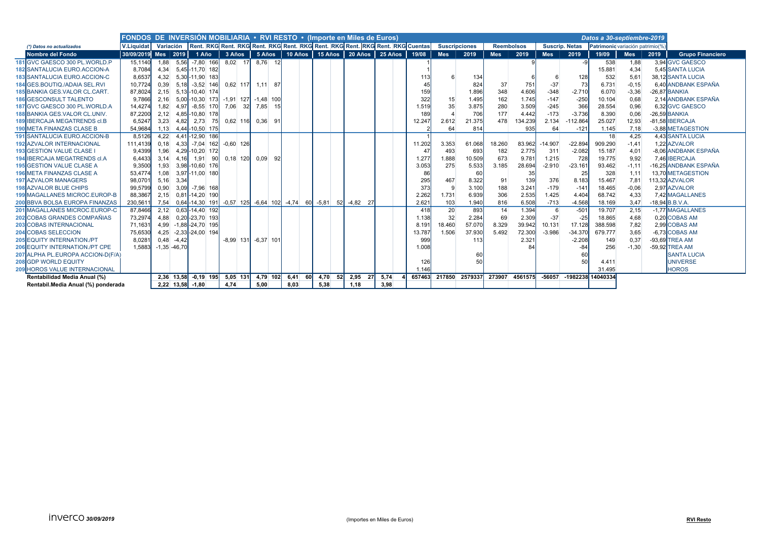## FONDOS DE INVERSIÓN MOBILIARIA • RVI RESTO • (Importe en Miles de Euros)

*Datos a 30-septiembre-2019*

(*) Datos no actualizados

| Nombre del Fondo | V.Liquidat. | Variación | | 1 Año | | 3 Años | | 5 Años | | 10 Años | | 15 Años | | 20 Años | | 25 Años | | Cuentas | Suscripciones | | Reembolsos | | Suscrip. Netas | | Patrimonio | variación patrimonio(%) | | Grupo Financiero |
|---|---|---|---|---|---|---|---|---|---|---|---|---|---|---|---|---|---|---|---|---|---|---|---|---|---|---|---|---|
| | 30/09/2019 | Mes | 2019 | Rent. | RKG | Rent. | RKG | Rent. | RKG | Rent. | RKG | Rent. | RKG | Rent. | RKG | Rent. | RKG | 19/08 | Mes | 2019 | Mes | 2019 | Mes | 2019 | 19/09 | Mes | 2019 | |
| 181 GVC GAESCO 300 PL.WORLD.P | 15,1140 | 1,88 | 5,56 | -7,80 | 166 | 8,02 | 17 | 8,76 | 12 | | | | | | | | | 1 | | | | 9 | | -9 | 538 | 1,88 | 3,94 | GVC GAESCO |
| 182 SANTALUCIA EURO.ACCION-A | 8,7084 | 4,34 | 5,45 | -11,70 | 182 | | | | | | | | | | | | | 1 | | | | | | | 15.881 | 4,34 | 5,45 | SANTA LUCIA |
| 183 SANTALUCIA EURO.ACCION-C | 8,6537 | 4,32 | 5,30 | -11,90 | 183 | | | | | | | | | | | | | 113 | 6 | 134 | | 6 | 6 | 128 | 532 | 5,61 | 38,12 | SANTA LUCIA |
| 184 GES.BOUTIQ./ADAIA SEL.RVI | 10,7724 | 0,39 | 5,18 | -3,52 | 146 | 0,62 | 117 | 1,11 | 87 | | | | | | | | | 45 | | 824 | 37 | 751 | -37 | 73 | 6.731 | -0,15 | 6,40 | ANDBANK ESPAÑA |
| 185 BANKIA GES.VALOR CL.CART. | 87,8024 | 2,15 | 5,13 | -10,40 | 174 | | | | | | | | | | | | | 159 | | 1.896 | 348 | 4.606 | -348 | -2.710 | 6.070 | -3,36 | -26,87 | BANKIA |
| 186 GESCONSULT TALENTO | 9,7866 | 2,16 | 5,00 | -10,30 | 173 | -1,91 | 127 | -1,48 | 100 | | | | | | | | | 322 | 15 | 1.495 | 162 | 1.745 | -147 | -250 | 10.104 | 0,68 | 2,14 | ANDBANK ESPAÑA |
| 187 GVC GAESCO 300 PL.WORLD.A | 14,4274 | 1,82 | 4,97 | -8,55 | 170 | 7,06 | 32 | 7,85 | 15 | | | | | | | | | 1.519 | 35 | 3.875 | 280 | 3.509 | -245 | 366 | 28.554 | 0,96 | 6,32 | GVC GAESCO |
| 188 BANKIA GES.VALOR CL.UNIV. | 87,2200 | 2,12 | 4,85 | -10,80 | 178 | | | | | | | | | | | | | 189 | 4 | 706 | 177 | 4.442 | -173 | -3.736 | 8.390 | 0,06 | -26,59 | BANKIA |
| 189 IBERCAJA MEGATRENDS cl.B | 6,5247 | 3,23 | 4,82 | 2,73 | 75 | 0,62 | 116 | 0,36 | 91 | | | | | | | | | 12.247 | 2.612 | 21.375 | 478 | 134.239 | 2.134 | -112.864 | 25.027 | 12,93 | -81,58 | IBERCAJA |
| 190 META FINANZAS CLASE B | 54,9684 | 1,13 | 4,44 | -10,50 | 175 | | | | | | | | | | | | | 2 | 64 | 814 | | 935 | 64 | -121 | 1.145 | 7,18 | -3,88 | METAGESTION |
| 191 SANTALUCIA EURO.ACCION-B | 8,5126 | 4,22 | 4,41 | -12,90 | 186 | | | | | | | | | | | | | 1 | | | | | | | 18 | 4,25 | 4,43 | SANTA LUCIA |
| 192 AZVALOR INTERNACIONAL | 111,4139 | 0,18 | 4,33 | -7,04 | 162 | -0,60 | 126 | | | | | | | | | | | 11.202 | 3.353 | 61.068 | 18.260 | 83.962 | -14.907 | -22.894 | 909.290 | -1,41 | 1,22 | AZVALOR |
| 193 GESTION VALUE CLASE I | 9,4399 | 1,96 | 4,29 | -10,20 | 172 | | | | | | | | | | | | | 47 | 493 | 693 | 182 | 2.775 | 311 | -2.082 | 15.187 | 4,01 | -8,06 | ANDBANK ESPAÑA |
| 194 IBERCAJA MEGATRENDS cl.A | 6,4433 | 3,14 | 4,16 | 1,91 | 90 | 0,18 | 120 | 0,09 | 92 | | | | | | | | | 1.277 | 1.888 | 10.509 | 673 | 9.781 | 1.215 | 728 | 19.775 | 9,92 | 7,46 | IBERCAJA |
| 195 GESTION VALUE CLASE A | 9,3500 | 1,93 | 3,98 | -10,60 | 176 | | | | | | | | | | | | | 3.053 | 275 | 5.533 | 3.185 | 28.694 | -2.910 | -23.161 | 93.462 | -1,11 | -16,25 | ANDBANK ESPAÑA |
| 196 META FINANZAS CLASE A | 53,4774 | 1,08 | 3,97 | -11,00 | 180 | | | | | | | | | | | | | 86 | | 60 | | 35 | | 25 | 328 | 1,11 | 13,70 | METAGESTION |
| 197 AZVALOR MANAGERS | 98,0701 | 5,16 | 3,34 | | | | | | | | | | | | | | | 295 | 467 | 8.322 | 91 | 139 | 376 | 8.183 | 15.467 | 7,81 | 113,32 | AZVALOR |
| 198 AZVALOR BLUE CHIPS | 99,5799 | 0,90 | 3,09 | -7,96 | 168 | | | | | | | | | | | | | 373 | 9 | 3.100 | 188 | 3.241 | -179 | -141 | 18.465 | -0,06 | 2,97 | AZVALOR |
| 199 MAGALLANES MICROC.EUROP-B | 88,3867 | 2,15 | 0,81 | -14,20 | 190 | | | | | | | | | | | | | 2.262 | 1.731 | 6.939 | 306 | 2.535 | 1.425 | 4.404 | 68.742 | 4,33 | 7,42 | MAGALLANES |
| 200 BBVA BOLSA EUROPA FINANZAS | 230,5611 | 7,54 | 0,64 | -14,30 | 191 | -0,57 | 125 | -6,64 | 102 | -4,74 | 60 | -5,81 | 52 | -4,82 | 27 | | | 2.621 | 103 | 1.940 | 816 | 6.508 | -713 | -4.568 | 18.169 | 3,47 | -18,94 | B.B.V.A. |
| 201 MAGALLANES MICROC.EUROP-C | 87,8466 | 2,12 | 0,63 | -14,40 | 192 | | | | | | | | | | | | | 418 | 20 | 893 | 14 | 1.394 | 6 | -501 | 19.707 | 2,15 | -1,77 | MAGALLANES |
| 202 COBAS GRANDES COMPAÑIAS | 73,2974 | 4,88 | 0,20 | -23,70 | 193 | | | | | | | | | | | | | 1.138 | 32 | 2.284 | 69 | 2.309 | -37 | -25 | 18.865 | 4,68 | 0,20 | COBAS AM |
| 203 COBAS INTERNACIONAL | 71,1631 | 4,99 | -1,88 | -24,70 | 195 | | | | | | | | | | | | | 8.191 | 18.460 | 57.070 | 8.329 | 39.942 | 10.131 | 17.128 | 388.598 | 7,82 | 2,99 | COBAS AM |
| 204 COBAS SELECCION | 75,6530 | 4,25 | -2,33 | -24,00 | 194 | | | | | | | | | | | | | 13.787 | 1.506 | 37.930 | 5.492 | 72.300 | -3.986 | -34.370 | 679.777 | 3,65 | -6,73 | COBAS AM |
| 205 EQUITY INTERNATION./PT | 8,0281 | 0,48 | -4,42 | | | -8,99 | 131 | -6,37 | 101 | | | | | | | | | 999 | | 113 | | 2.321 | | -2.208 | 149 | 0,37 | -93,69 | TREA AM |
| 206 EQUITY INTERNATION./PT CPE | 1,5883 | -1,35 | -46,70 | | | | | | | | | | | | | | | 1.008 | | | | 84 | | -84 | 256 | -1,30 | -59,92 | TREA AM |
| 207 ALPHA PL.EUROPA ACCION-D(F/A) | | | | | | | | | | | | | | | | | | | | 60 | | | | 60 | | | | SANTA LUCIA |
| 208 GDP WORLD EQUITY | | | | | | | | | | | | | | | | | | 126 | | 50 | | | | 50 | 4.411 | | | UNIVERSE |
| 209 HOROS VALUE INTERNACIONAL | | | | | | | | | | | | | | | | | | 1.146 | | | | | | | 31.495 | | | HOROS |
| **Rentabilidad Media Anual (%)** | | 2,36 | 13,58 | -0,19 | 195 | 5,05 | 131 | 4,79 | 102 | 6,41 | 60 | 4,70 | 52 | 2,95 | 27 | 5,74 | 4 | 657463 | 217850 | 2579337 | 273907 | 4561575 | -56057 | -1982238 | 14040334 | | | |
| **Rentabil.Media Anual (%) ponderada** | | 2,22 | 13,58 | -1,80 | | 4,74 | | 5,00 | | 8,03 | | 5,38 | | 1,18 | | 3,98 | | | | | | | | | | | | |

(Importes en Miles de Euros)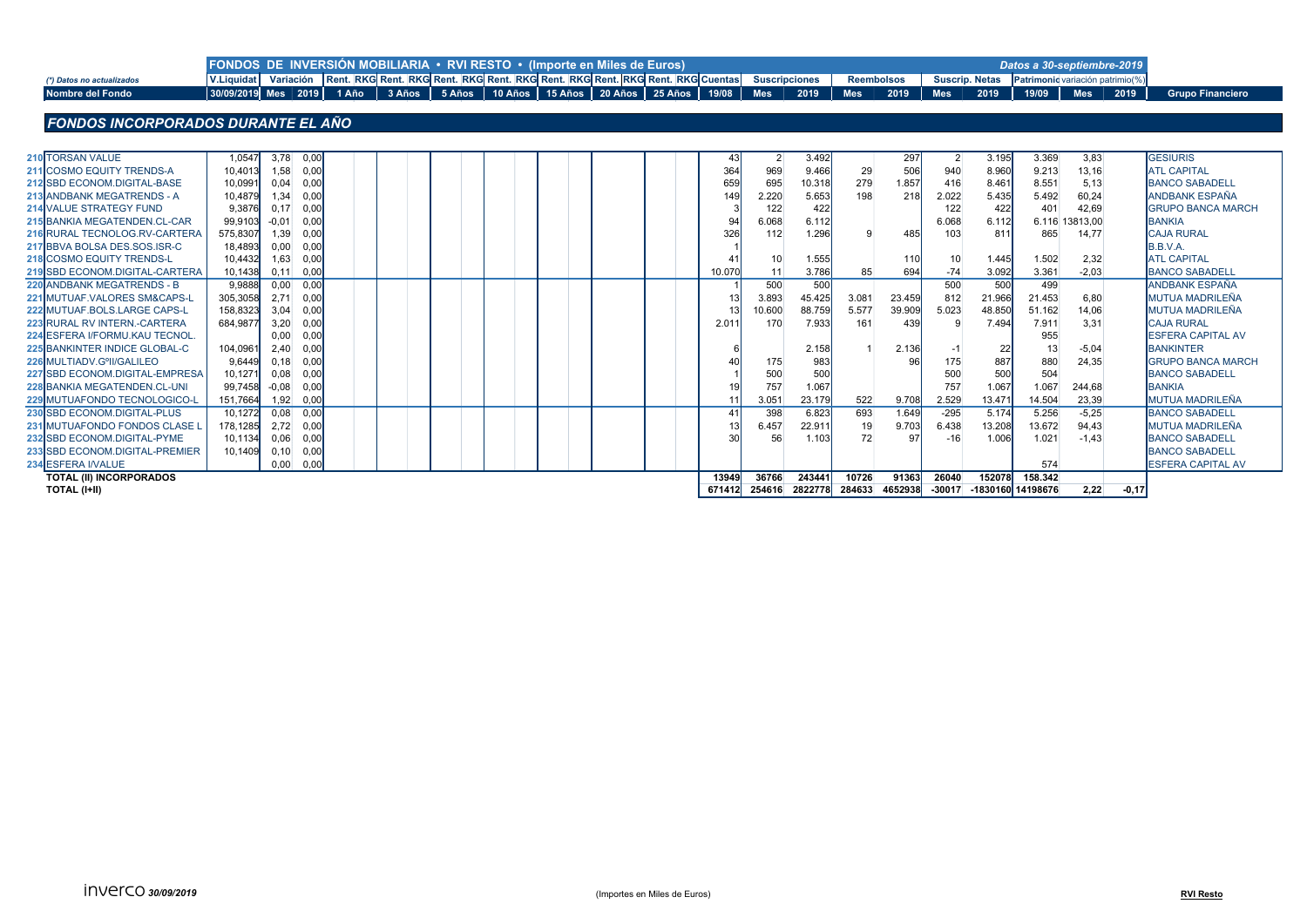## FONDOS DE INVERSIÓN MOBILIARIA • RVI RESTO • (Importe en Miles de Euros)

*Datos a 30-septiembre-2019*

(*) Datos no actualizados

| Nombre del Fondo | V.Liquidat 30/09/2019 | Variación Mes | Variación 2019 | Rent. 1 Año | RKG | Rent. 3 Años | RKG | Rent. 5 Años | RKG | Rent. 10 Años | RKG | Rent. 15 Años | RKG | Rent. 20 Años | RKG | Rent. 25 Años | RKG | Cuentas 19/08 | Suscripciones Mes | Suscripciones 2019 | Reembolsos Mes | Reembolsos 2019 | Suscrip. Netas Mes | Suscrip. Netas 2019 | Patrimonio 19/09 | variación patrimonio(%) Mes | variación patrimonio(%) 2019 | Grupo Financiero |
|---|---|---|---|---|---|---|---|---|---|---|---|---|---|---|---|---|---|---|---|---|---|---|---|---|---|---|---|---|
| **FONDOS INCORPORADOS DURANTE EL AÑO** | | | | | | | | | | | | | | | | | | | | | | | | | | | | |
| 210 TORSAN VALUE | 1,0547 | 3,78 | 0,00 | | | | | | | | | | | | | | | 43 | 2 | 3.492 | | 297 | 2 | 3.195 | 3.369 | 3,83 | | GESIURIS |
| 211 COSMO EQUITY TRENDS-A | 10,4013 | 1,58 | 0,00 | | | | | | | | | | | | | | | 364 | 969 | 9.466 | 29 | 506 | 940 | 8.960 | 9.213 | 13,16 | | ATL CAPITAL |
| 212 SBD ECONOM.DIGITAL-BASE | 10,0991 | 0,04 | 0,00 | | | | | | | | | | | | | | | 659 | 695 | 10.318 | 279 | 1.857 | 416 | 8.461 | 8.551 | 5,13 | | BANCO SABADELL |
| 213 ANDBANK MEGATRENDS - A | 10,4879 | 1,34 | 0,00 | | | | | | | | | | | | | | | 149 | 2.220 | 5.653 | 198 | 218 | 2.022 | 5.435 | 5.492 | 60,24 | | ANDBANK ESPAÑA |
| 214 VALUE STRATEGY FUND | 9,3876 | 0,17 | 0,00 | | | | | | | | | | | | | | | 3 | 122 | 422 | | | 122 | 422 | 401 | 42,69 | | GRUPO BANCA MARCH |
| 215 BANKIA MEGATENDEN.CL-CAR | 99,9103 | -0,01 | 0,00 | | | | | | | | | | | | | | | 94 | 6.068 | 6.112 | | | 6.068 | 6.112 | 6.116 | 13813,00 | | BANKIA |
| 216 RURAL TECNOLOG.RV-CARTERA | 575,8307 | 1,39 | 0,00 | | | | | | | | | | | | | | | 326 | 112 | 1.296 | 9 | 485 | 103 | 811 | 865 | 14,77 | | CAJA RURAL |
| 217 BBVA BOLSA DES.SOS.ISR-C | 18,4893 | 0,00 | 0,00 | | | | | | | | | | | | | | | 1 | | | | | | | | | | B.B.V.A. |
| 218 COSMO EQUITY TRENDS-L | 10,4432 | 1,63 | 0,00 | | | | | | | | | | | | | | | 41 | 10 | 1.555 | | 110 | 10 | 1.445 | 1.502 | 2,32 | | ATL CAPITAL |
| 219 SBD ECONOM.DIGITAL-CARTERA | 10,1438 | 0,11 | 0,00 | | | | | | | | | | | | | | | 10.070 | 11 | 3.786 | 85 | 694 | -74 | 3.092 | 3.361 | -2,03 | | BANCO SABADELL |
| 220 ANDBANK MEGATRENDS - B | 9,9888 | 0,00 | 0,00 | | | | | | | | | | | | | | | 1 | 500 | 500 | | | 500 | 500 | 499 | | | ANDBANK ESPAÑA |
| 221 MUTUAF.VALORES SM&CAPS-L | 305,3058 | 2,71 | 0,00 | | | | | | | | | | | | | | | 13 | 3.893 | 45.425 | 3.081 | 23.459 | 812 | 21.966 | 21.453 | 6,80 | | MUTUA MADRILEÑA |
| 222 MUTUAF.BOLS.LARGE CAPS-L | 158,8323 | 3,04 | 0,00 | | | | | | | | | | | | | | | 13 | 10.600 | 88.759 | 5.577 | 39.909 | 5.023 | 48.850 | 51.162 | 14,06 | | MUTUA MADRILEÑA |
| 223 RURAL RV INTERN.-CARTERA | 684,9877 | 3,20 | 0,00 | | | | | | | | | | | | | | | 2.011 | 170 | 7.933 | 161 | 439 | 9 | 7.494 | 7.911 | 3,31 | | CAJA RURAL |
| 224 ESFERA I/FORMU.KAU TECNOL. | | 0,00 | 0,00 | | | | | | | | | | | | | | | | | | | | | | 955 | | | ESFERA CAPITAL AV |
| 225 BANKINTER INDICE GLOBAL-C | 104,0961 | 2,40 | 0,00 | | | | | | | | | | | | | | | 6 | | 2.158 | 1 | 2.136 | -1 | 22 | 13 | -5,04 | | BANKINTER |
| 226 MULTIADV.GºII/GALILEO | 9,6449 | 0,18 | 0,00 | | | | | | | | | | | | | | | 40 | 175 | 983 | | 96 | 175 | 887 | 880 | 24,35 | | GRUPO BANCA MARCH |
| 227 SBD ECONOM.DIGITAL-EMPRESA | 10,1271 | 0,08 | 0,00 | | | | | | | | | | | | | | | 1 | 500 | 500 | | | 500 | 500 | 504 | | | BANCO SABADELL |
| 228 BANKIA MEGATENDEN.CL-UNI | 99,7458 | -0,08 | 0,00 | | | | | | | | | | | | | | | 19 | 757 | 1.067 | | | 757 | 1.067 | 1.067 | 244,68 | | BANKIA |
| 229 MUTUAFONDO TECNOLOGICO-L | 151,7664 | 1,92 | 0,00 | | | | | | | | | | | | | | | 11 | 3.051 | 23.179 | 522 | 9.708 | 2.529 | 13.471 | 14.504 | 23,39 | | MUTUA MADRILEÑA |
| 230 SBD ECONOM.DIGITAL-PLUS | 10,1272 | 0,08 | 0,00 | | | | | | | | | | | | | | | 41 | 398 | 6.823 | 693 | 1.649 | -295 | 5.174 | 5.256 | -5,25 | | BANCO SABADELL |
| 231 MUTUAFONDO FONDOS CLASE L | 178,1285 | 2,72 | 0,00 | | | | | | | | | | | | | | | 13 | 6.457 | 22.911 | 19 | 9.703 | 6.438 | 13.208 | 13.672 | 94,43 | | MUTUA MADRILEÑA |
| 232 SBD ECONOM.DIGITAL-PYME | 10,1134 | 0,06 | 0,00 | | | | | | | | | | | | | | | 30 | 56 | 1.103 | 72 | 97 | -16 | 1.006 | 1.021 | -1,43 | | BANCO SABADELL |
| 233 SBD ECONOM.DIGITAL-PREMIER | 10,1409 | 0,10 | 0,00 | | | | | | | | | | | | | | | | | | | | | | | | | BANCO SABADELL |
| 234 ESFERA I/VALUE | | 0,00 | 0,00 | | | | | | | | | | | | | | | | | | | | | | 574 | | | ESFERA CAPITAL AV |
| **TOTAL (II) INCORPORADOS** | | | | | | | | | | | | | | | | | | 13949 | 36766 | 243441 | 10726 | 91363 | 26040 | 152078 | 158.342 | | | |
| **TOTAL (I+II)** | | | | | | | | | | | | | | | | | | 671412 | 254616 | 2822778 | 284633 | 4652938 | -30017 | -1830160 | 14198676 | 2,22 | -0,17 | |

inverco *30/09/2019* (Importes en Miles de Euros) RVI Resto